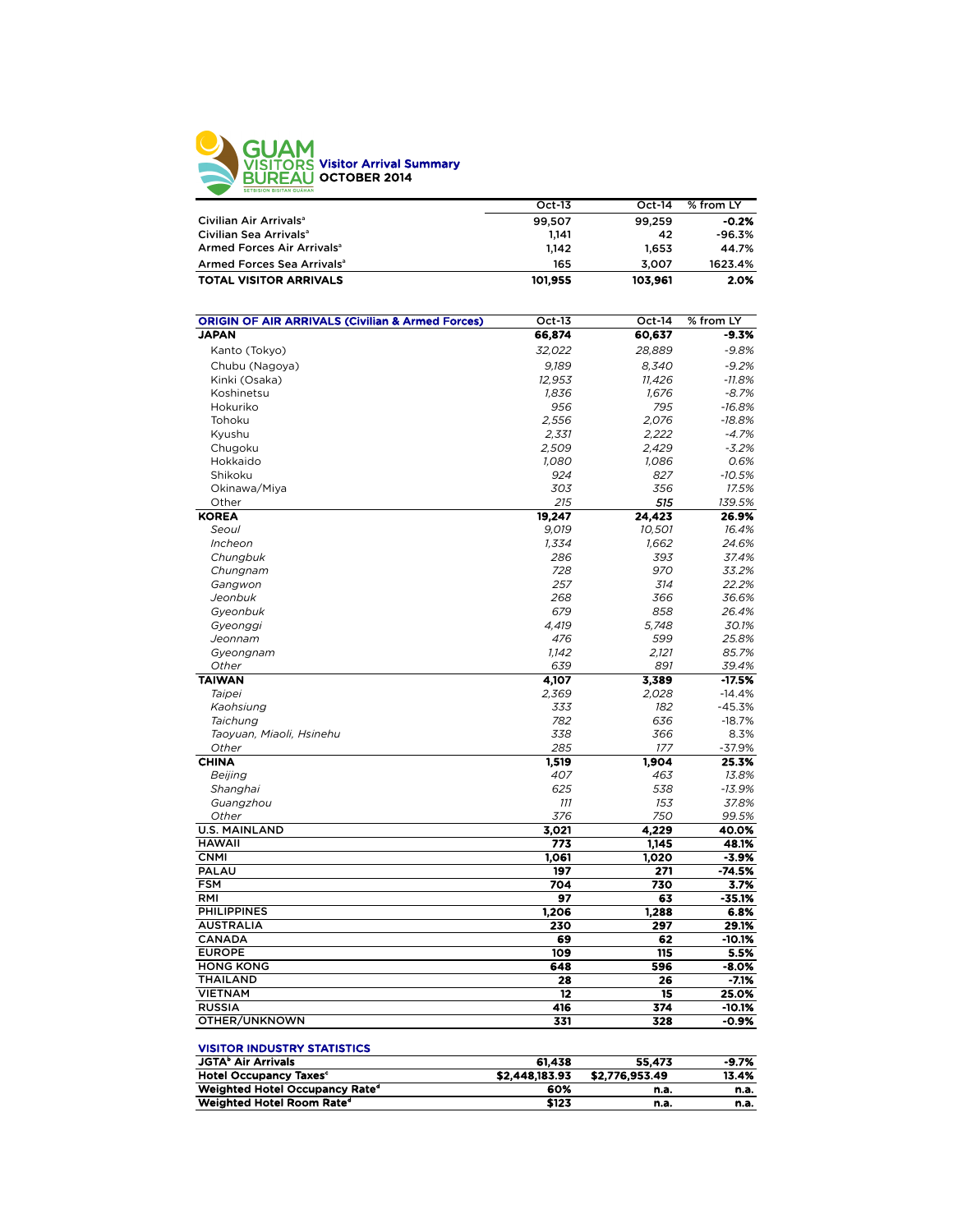# GUAM VISITORS BUREAU

SETBISION BISITAN GUÅHAN

## Visitor Arrival Summary
## OCTOBER 2014

| | Oct-13 | Oct-14 | % from LY |
|---|---|---|---|
| Civilian Air Arrivals[a] | 99,507 | 99,259 | **-0.2%** |
| Civilian Sea Arrivals[a] | 1,141 | 42 | **-96.3%** |
| Armed Forces Air Arrivals[a] | 1,142 | 1,653 | **44.7%** |
| Armed Forces Sea Arrivals[a] | 165 | 3,007 | **1623.4%** |
| **TOTAL VISITOR ARRIVALS** | **101,955** | **103,961** | **2.0%** |

| ORIGIN OF AIR ARRIVALS (Civilian & Armed Forces) | Oct-13 | Oct-14 | % from LY |
|---|---|---|---|
| **JAPAN** | **66,874** | **60,637** | **-9.3%** |
| Kanto (Tokyo) | *32,022* | *28,889* | *-9.8%* |
| Chubu (Nagoya) | *9,189* | *8,340* | *-9.2%* |
| Kinki (Osaka) | *12,953* | *11,426* | *-11.8%* |
| Koshinetsu | *1,836* | *1,676* | *-8.7%* |
| Hokuriko | *956* | *795* | *-16.8%* |
| Tohoku | *2,556* | *2,076* | *-18.8%* |
| Kyushu | *2,331* | *2,222* | *-4.7%* |
| Chugoku | *2,509* | *2,429* | *-3.2%* |
| Hokkaido | *1,080* | *1,086* | *0.6%* |
| Shikoku | *924* | *827* | *-10.5%* |
| Okinawa/Miya | *303* | *356* | *17.5%* |
| Other | *215* | ***515*** | *139.5%* |
| **KOREA** | **19,247** | **24,423** | **26.9%** |
| *Seoul* | *9,019* | *10,501* | *16.4%* |
| *Incheon* | *1,334* | *1,662* | *24.6%* |
| *Chungbuk* | *286* | *393* | *37.4%* |
| *Chungnam* | *728* | *970* | *33.2%* |
| *Gangwon* | *257* | *314* | *22.2%* |
| *Jeonbuk* | *268* | *366* | *36.6%* |
| *Gyeonbuk* | *679* | *858* | *26.4%* |
| *Gyeonggi* | *4,419* | *5,748* | *30.1%* |
| *Jeonnam* | *476* | *599* | *25.8%* |
| *Gyeongnam* | *1,142* | *2,121* | *85.7%* |
| *Other* | *639* | *891* | *39.4%* |
| **TAIWAN** | **4,107** | **3,389** | **-17.5%** |
| *Taipei* | *2,369* | *2,028* | -14.4% |
| *Kaohsiung* | *333* | *182* | -45.3% |
| *Taichung* | *782* | *636* | -18.7% |
| *Taoyuan, Miaoli, Hsinehu* | *338* | *366* | 8.3% |
| *Other* | *285* | *177* | -37.9% |
| **CHINA** | **1,519** | **1,904** | **25.3%** |
| *Beijing* | *407* | *463* | *13.8%* |
| *Shanghai* | *625* | *538* | *-13.9%* |
| *Guangzhou* | *111* | *153* | *37.8%* |
| *Other* | *376* | *750* | *99.5%* |
| **U.S. MAINLAND** | **3,021** | **4,229** | **40.0%** |
| **HAWAII** | **773** | **1,145** | **48.1%** |
| **CNMI** | **1,061** | **1,020** | **-3.9%** |
| **PALAU** | **197** | **271** | **-74.5%** |
| **FSM** | **704** | **730** | **3.7%** |
| **RMI** | **97** | **63** | **-35.1%** |
| **PHILIPPINES** | **1,206** | **1,288** | **6.8%** |
| **AUSTRALIA** | **230** | **297** | **29.1%** |
| **CANADA** | **69** | **62** | **-10.1%** |
| **EUROPE** | **109** | **115** | **5.5%** |
| **HONG KONG** | **648** | **596** | **-8.0%** |
| **THAILAND** | **28** | **26** | **-7.1%** |
| **VIETNAM** | **12** | **15** | **25.0%** |
| **RUSSIA** | **416** | **374** | **-10.1%** |
| **OTHER/UNKNOWN** | **331** | **328** | **-0.9%** |

| VISITOR INDUSTRY STATISTICS | | | |
|---|---|---|---|
| **JGTA[b] Air Arrivals** | **61,438** | **55,473** | **-9.7%** |
| **Hotel Occupancy Taxes[c]** | **$2,448,183.93** | **$2,776,953.49** | **13.4%** |
| **Weighted Hotel Occupancy Rate[d]** | **60%** | **n.a.** | **n.a.** |
| **Weighted Hotel Room Rate[d]** | **$123** | **n.a.** | **n.a.** |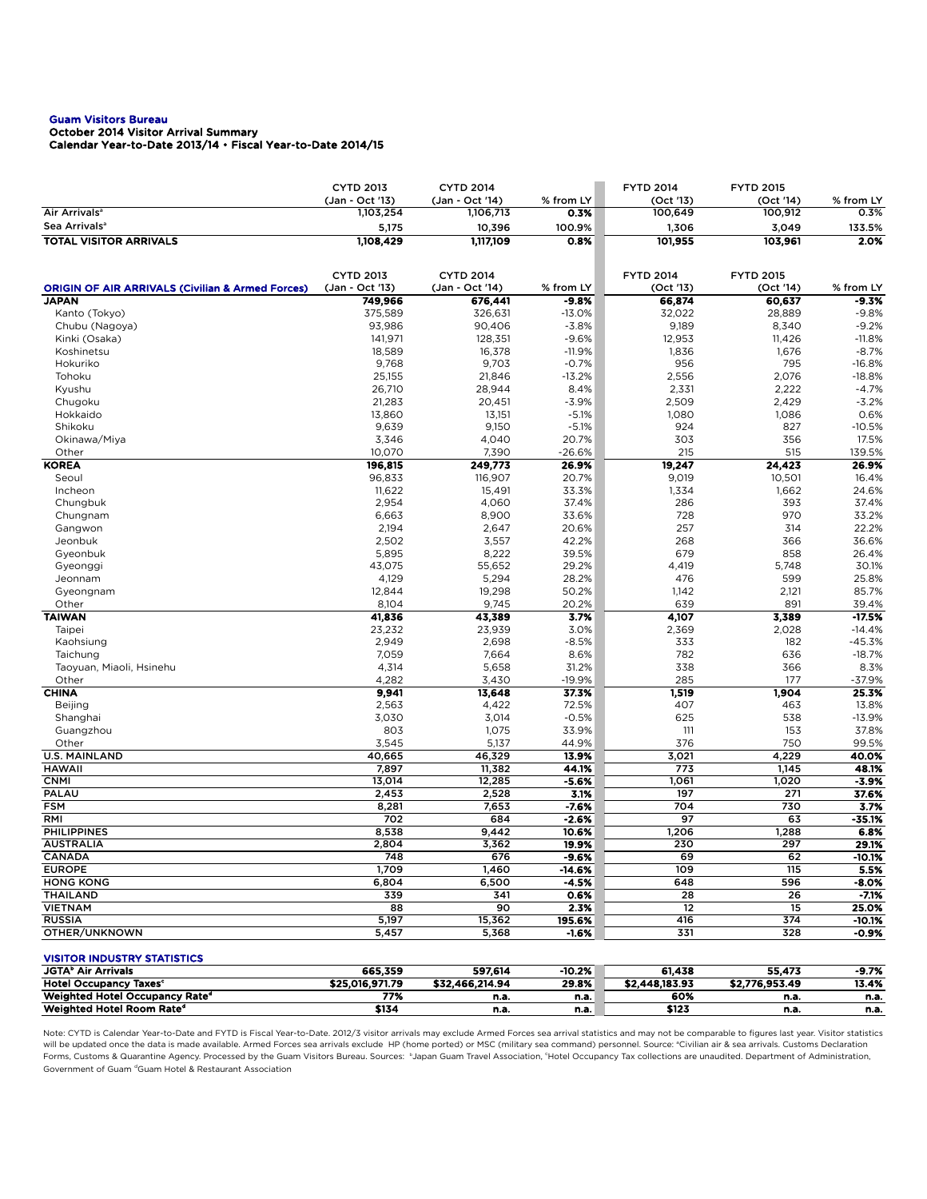**Guam Visitors Bureau**
**October 2014 Visitor Arrival Summary**
**Calendar Year-to-Date 2013/14 • Fiscal Year-to-Date 2014/15**

| | CYTD 2013 (Jan - Oct '13) | CYTD 2014 (Jan - Oct '14) | % from LY | FYTD 2014 (Oct '13) | FYTD 2015 (Oct '14) | % from LY |
|---|---|---|---|---|---|---|
| Air Arrivals[a] | 1,103,254 | 1,106,713 | 0.3% | 100,649 | 100,912 | 0.3% |
| Sea Arrivals[a] | 5,175 | 10,396 | 100.9% | 1,306 | 3,049 | 133.5% |
| **TOTAL VISITOR ARRIVALS** | **1,108,429** | **1,117,109** | **0.8%** | **101,955** | **103,961** | **2.0%** |

| ORIGIN OF AIR ARRIVALS (Civilian & Armed Forces) | CYTD 2013 (Jan - Oct '13) | CYTD 2014 (Jan - Oct '14) | % from LY | FYTD 2014 (Oct '13) | FYTD 2015 (Oct '14) | % from LY |
|---|---|---|---|---|---|---|
| **JAPAN** | **749,966** | **676,441** | **-9.8%** | **66,874** | **60,637** | **-9.3%** |
| Kanto (Tokyo) | 375,589 | 326,631 | -13.0% | 32,022 | 28,889 | -9.8% |
| Chubu (Nagoya) | 93,986 | 90,406 | -3.8% | 9,189 | 8,340 | -9.2% |
| Kinki (Osaka) | 141,971 | 128,351 | -9.6% | 12,953 | 11,426 | -11.8% |
| Koshinetsu | 18,589 | 16,378 | -11.9% | 1,836 | 1,676 | -8.7% |
| Hokuriko | 9,768 | 9,703 | -0.7% | 956 | 795 | -16.8% |
| Tohoku | 25,155 | 21,846 | -13.2% | 2,556 | 2,076 | -18.8% |
| Kyushu | 26,710 | 28,944 | 8.4% | 2,331 | 2,222 | -4.7% |
| Chugoku | 21,283 | 20,451 | -3.9% | 2,509 | 2,429 | -3.2% |
| Hokkaido | 13,860 | 13,151 | -5.1% | 1,080 | 1,086 | 0.6% |
| Shikoku | 9,639 | 9,150 | -5.1% | 924 | 827 | -10.5% |
| Okinawa/Miya | 3,346 | 4,040 | 20.7% | 303 | 356 | 17.5% |
| Other | 10,070 | 7,390 | -26.6% | 215 | 515 | 139.5% |
| **KOREA** | **196,815** | **249,773** | **26.9%** | **19,247** | **24,423** | **26.9%** |
| Seoul | 96,833 | 116,907 | 20.7% | 9,019 | 10,501 | 16.4% |
| Incheon | 11,622 | 15,491 | 33.3% | 1,334 | 1,662 | 24.6% |
| Chungbuk | 2,954 | 4,060 | 37.4% | 286 | 393 | 37.4% |
| Chungnam | 6,663 | 8,900 | 33.6% | 728 | 970 | 33.2% |
| Gangwon | 2,194 | 2,647 | 20.6% | 257 | 314 | 22.2% |
| Jeonbuk | 2,502 | 3,557 | 42.2% | 268 | 366 | 36.6% |
| Gyeonbuk | 5,895 | 8,222 | 39.5% | 679 | 858 | 26.4% |
| Gyeonggi | 43,075 | 55,652 | 29.2% | 4,419 | 5,748 | 30.1% |
| Jeonnam | 4,129 | 5,294 | 28.2% | 476 | 599 | 25.8% |
| Gyeongnam | 12,844 | 19,298 | 50.2% | 1,142 | 2,121 | 85.7% |
| Other | 8,104 | 9,745 | 20.2% | 639 | 891 | 39.4% |
| **TAIWAN** | **41,836** | **43,389** | **3.7%** | **4,107** | **3,389** | **-17.5%** |
| Taipei | 23,232 | 23,939 | 3.0% | 2,369 | 2,028 | -14.4% |
| Kaohsiung | 2,949 | 2,698 | -8.5% | 333 | 182 | -45.3% |
| Taichung | 7,059 | 7,664 | 8.6% | 782 | 636 | -18.7% |
| Taoyuan, Miaoli, Hsinehu | 4,314 | 5,658 | 31.2% | 338 | 366 | 8.3% |
| Other | 4,282 | 3,430 | -19.9% | 285 | 177 | -37.9% |
| **CHINA** | **9,941** | **13,648** | **37.3%** | **1,519** | **1,904** | **25.3%** |
| Beijing | 2,563 | 4,422 | 72.5% | 407 | 463 | 13.8% |
| Shanghai | 3,030 | 3,014 | -0.5% | 625 | 538 | -13.9% |
| Guangzhou | 803 | 1,075 | 33.9% | 111 | 153 | 37.8% |
| Other | 3,545 | 5,137 | 44.9% | 376 | 750 | 99.5% |
| **U.S. MAINLAND** | 40,665 | 46,329 | **13.9%** | 3,021 | 4,229 | **40.0%** |
| **HAWAII** | 7,897 | 11,382 | **44.1%** | 773 | 1,145 | **48.1%** |
| **CNMI** | 13,014 | 12,285 | **-5.6%** | 1,061 | 1,020 | **-3.9%** |
| **PALAU** | 2,453 | 2,528 | **3.1%** | 197 | 271 | **37.6%** |
| **FSM** | 8,281 | 7,653 | **-7.6%** | 704 | 730 | **3.7%** |
| **RMI** | 702 | 684 | **-2.6%** | 97 | 63 | **-35.1%** |
| **PHILIPPINES** | 8,538 | 9,442 | **10.6%** | 1,206 | 1,288 | **6.8%** |
| **AUSTRALIA** | 2,804 | 3,362 | **19.9%** | 230 | 297 | **29.1%** |
| **CANADA** | 748 | 676 | **-9.6%** | 69 | 62 | **-10.1%** |
| **EUROPE** | 1,709 | 1,460 | **-14.6%** | 109 | 115 | **5.5%** |
| **HONG KONG** | 6,804 | 6,500 | **-4.5%** | 648 | 596 | **-8.0%** |
| **THAILAND** | 339 | 341 | **0.6%** | 28 | 26 | **-7.1%** |
| **VIETNAM** | 88 | 90 | **2.3%** | 12 | 15 | **25.0%** |
| **RUSSIA** | 5,197 | 15,362 | **195.6%** | 416 | 374 | **-10.1%** |
| **OTHER/UNKNOWN** | 5,457 | 5,368 | **-1.6%** | 331 | 328 | **-0.9%** |

| VISITOR INDUSTRY STATISTICS | CYTD 2013 | CYTD 2014 | % from LY | FYTD 2014 | FYTD 2015 | % from LY |
|---|---|---|---|---|---|---|
| **JGTA[b] Air Arrivals** | **665,359** | **597,614** | **-10.2%** | **61,438** | **55,473** | **-9.7%** |
| **Hotel Occupancy Taxes[c]** | **$25,016,971.79** | **$32,466,214.94** | **29.8%** | **$2,448,183.93** | **$2,776,953.49** | **13.4%** |
| **Weighted Hotel Occupancy Rate[d]** | **77%** | **n.a.** | **n.a.** | **60%** | **n.a.** | **n.a.** |
| **Weighted Hotel Room Rate[d]** | **$134** | **n.a.** | **n.a.** | **$123** | **n.a.** | **n.a.** |

Note: CYTD is Calendar Year-to-Date and FYTD is Fiscal Year-to-Date. 2012/3 visitor arrivals may exclude Armed Forces sea arrival statistics and may not be comparable to figures last year. Visitor statistics will be updated once the data is made available. Armed Forces sea arrivals exclude HP (home ported) or MSC (military sea command) personnel. Source: [a]Civilian air & sea arrivals. Customs Declaration Forms, Customs & Quarantine Agency. Processed by the Guam Visitors Bureau. Sources: [b]Japan Guam Travel Association, [c]Hotel Occupancy Tax collections are unaudited. Department of Administration, Government of Guam [d]Guam Hotel & Restaurant Association